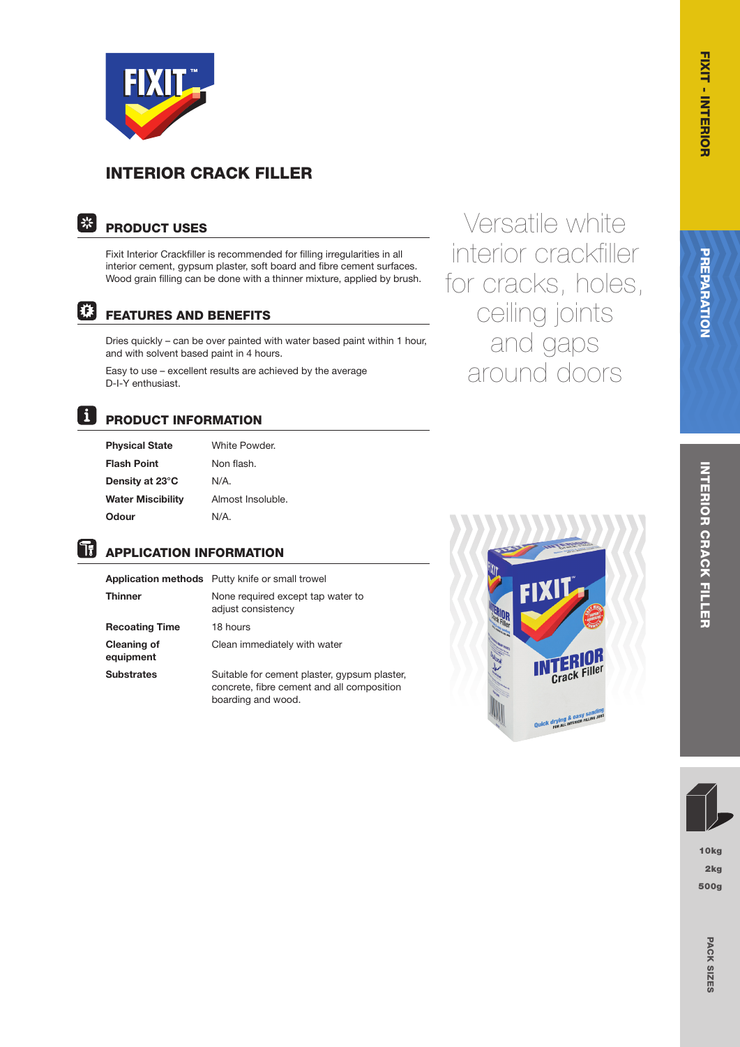# INTERIOR CRACK FILLER

## PRODUCT USES

Fixit Interior Crackfiller is recommended for filling irregularities in all interior cement, gypsum plaster, soft board and fibre cement surfaces. Wood grain filling can be done with a thinner mixture, applied by brush.

## FEATURES AND BENEFITS

Dries quickly – can be over painted with water based paint within 1 hour, and with solvent based paint in 4 hours.

Easy to use – excellent results are achieved by the average D-I-Y enthusiast.

Versatile white interior crackfiller for cracks, holes, ceiling joints and gaps around doors

## PRODUCT INFORMATION

| | |
|---|---|
| **Physical State** | White Powder. |
| **Flash Point** | Non flash. |
| **Density at 23°C** | N/A. |
| **Water Miscibility** | Almost Insoluble. |
| **Odour** | N/A. |

## APPLICATION INFORMATION

| | |
|---|---|
| **Application methods** | Putty knife or small trowel |
| **Thinner** | None required except tap water to adjust consistency |
| **Recoating Time** | 18 hours |
| **Cleaning of equipment** | Clean immediately with water |
| **Substrates** | Suitable for cement plaster, gypsum plaster, concrete, fibre cement and all composition boarding and wood. |

**PACK SIZES**

10kg
2kg
500g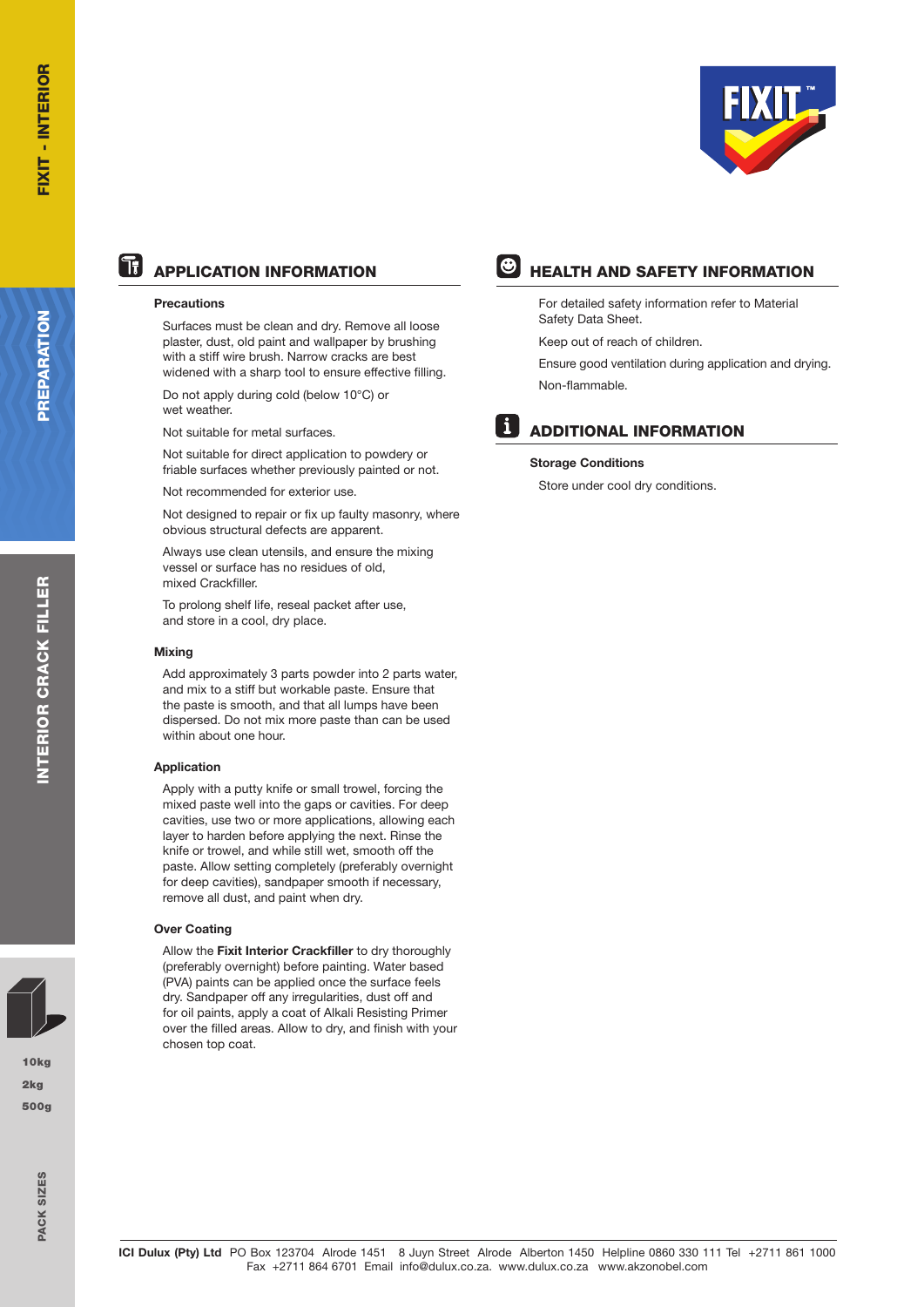## APPLICATION INFORMATION

### Precautions

Surfaces must be clean and dry. Remove all loose plaster, dust, old paint and wallpaper by brushing with a stiff wire brush. Narrow cracks are best widened with a sharp tool to ensure effective filling.

Do not apply during cold (below 10°C) or wet weather.

Not suitable for metal surfaces.

Not suitable for direct application to powdery or friable surfaces whether previously painted or not.

Not recommended for exterior use.

Not designed to repair or fix up faulty masonry, where obvious structural defects are apparent.

Always use clean utensils, and ensure the mixing vessel or surface has no residues of old, mixed Crackfiller.

To prolong shelf life, reseal packet after use, and store in a cool, dry place.

### Mixing

Add approximately 3 parts powder into 2 parts water, and mix to a stiff but workable paste. Ensure that the paste is smooth, and that all lumps have been dispersed. Do not mix more paste than can be used within about one hour.

### Application

Apply with a putty knife or small trowel, forcing the mixed paste well into the gaps or cavities. For deep cavities, use two or more applications, allowing each layer to harden before applying the next. Rinse the knife or trowel, and while still wet, smooth off the paste. Allow setting completely (preferably overnight for deep cavities), sandpaper smooth if necessary, remove all dust, and paint when dry.

### Over Coating

Allow the **Fixit Interior Crackfiller** to dry thoroughly (preferably overnight) before painting. Water based (PVA) paints can be applied once the surface feels dry. Sandpaper off any irregularities, dust off and for oil paints, apply a coat of Alkali Resisting Primer over the filled areas. Allow to dry, and finish with your chosen top coat.

## HEALTH AND SAFETY INFORMATION

For detailed safety information refer to Material Safety Data Sheet.

Keep out of reach of children.

Ensure good ventilation during application and drying.

Non-flammable.

## ADDITIONAL INFORMATION

### Storage Conditions

Store under cool dry conditions.

FIXIT - INTERIOR

PREPARATION

INTERIOR CRACK FILLER

10kg
2kg
500g

PACK SIZES

**ICI Dulux (Pty) Ltd** PO Box 123704 Alrode 1451 8 Juyn Street Alrode Alberton 1450 Helpline 0860 330 111 Tel +2711 861 1000 Fax +2711 864 6701 Email info@dulux.co.za. www.dulux.co.za www.akzonobel.com